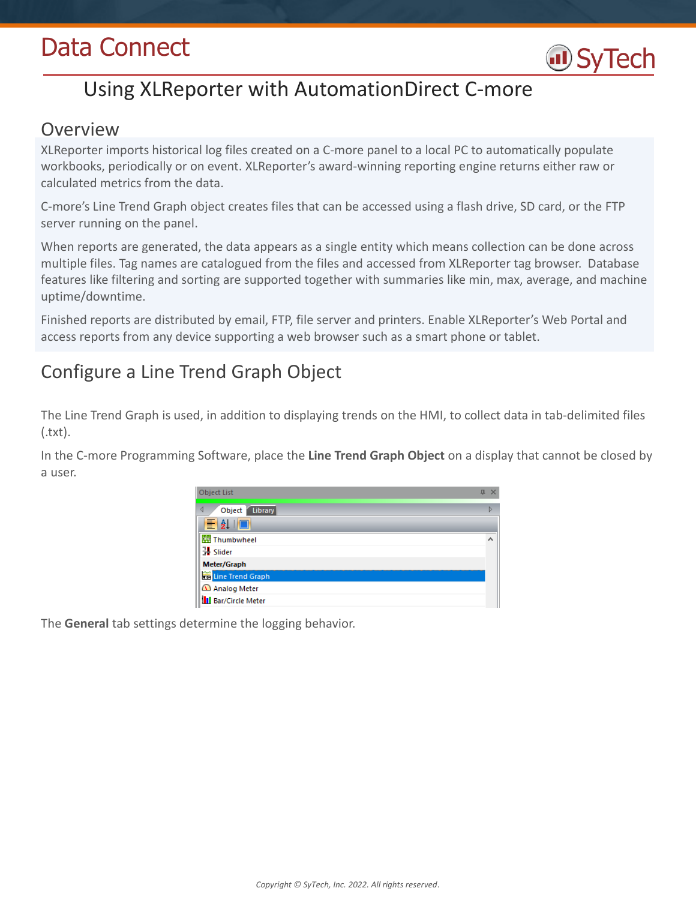Data Connect

# Using XLReporter with AutomationDirect C-more

## Overview

XLReporter imports historical log files created on a C-more panel to a local PC to automatically populate workbooks, periodically or on event. XLReporter's award-winning reporting engine returns either raw or calculated metrics from the data.

C-more's Line Trend Graph object creates files that can be accessed using a flash drive, SD card, or the FTP server running on the panel.

When reports are generated, the data appears as a single entity which means collection can be done across multiple files. Tag names are catalogued from the files and accessed from XLReporter tag browser. Database features like filtering and sorting are supported together with summaries like min, max, average, and machine uptime/downtime.

Finished reports are distributed by email, FTP, file server and printers. Enable XLReporter's Web Portal and access reports from any device supporting a web browser such as a smart phone or tablet.

## Configure a Line Trend Graph Object

The Line Trend Graph is used, in addition to displaying trends on the HMI, to collect data in tab-delimited files (.txt).

In the C-more Programming Software, place the **Line Trend Graph Object** on a display that cannot be closed by a user.

The **General** tab settings determine the logging behavior.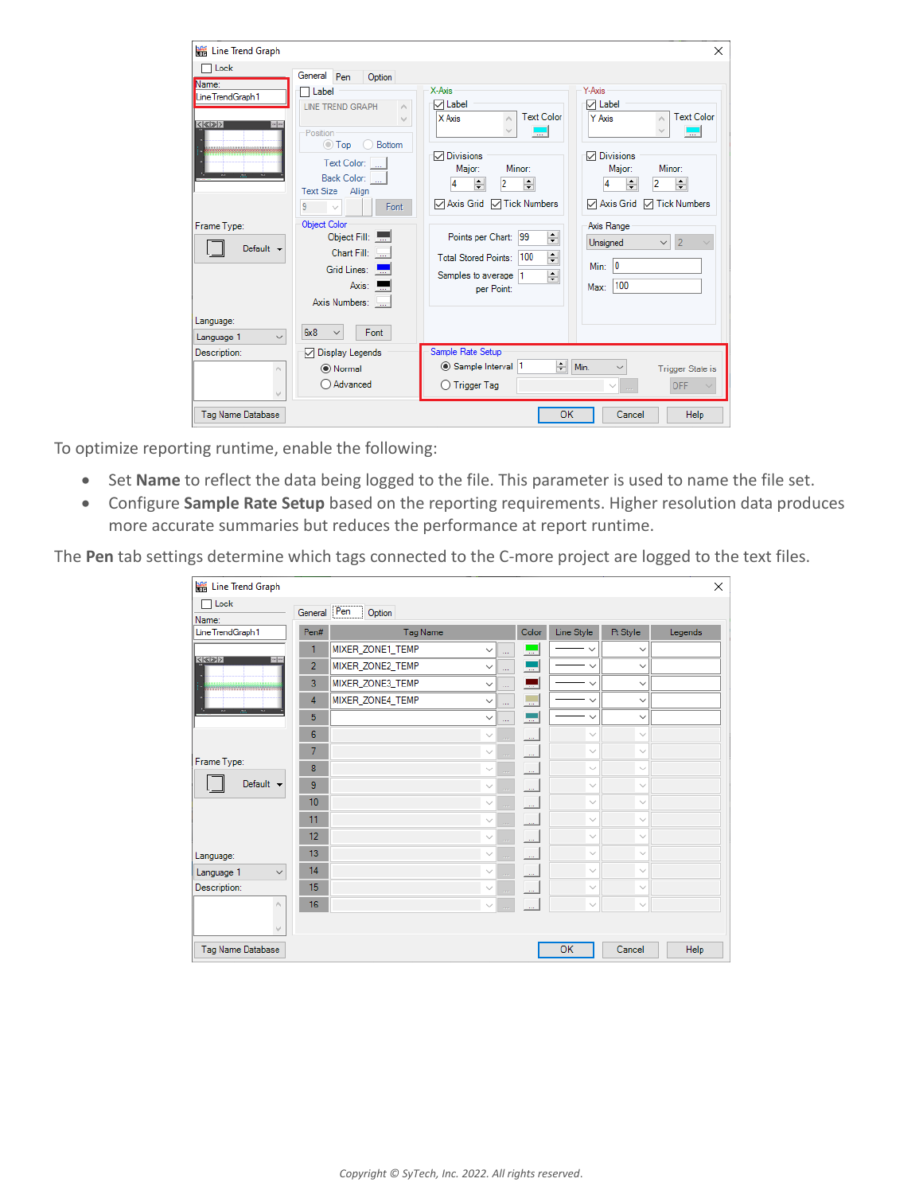To optimize reporting runtime, enable the following:

- Set **Name** to reflect the data being logged to the file. This parameter is used to name the file set.
- Configure **Sample Rate Setup** based on the reporting requirements. Higher resolution data produces more accurate summaries but reduces the performance at report runtime.

The **Pen** tab settings determine which tags connected to the C-more project are logged to the text files.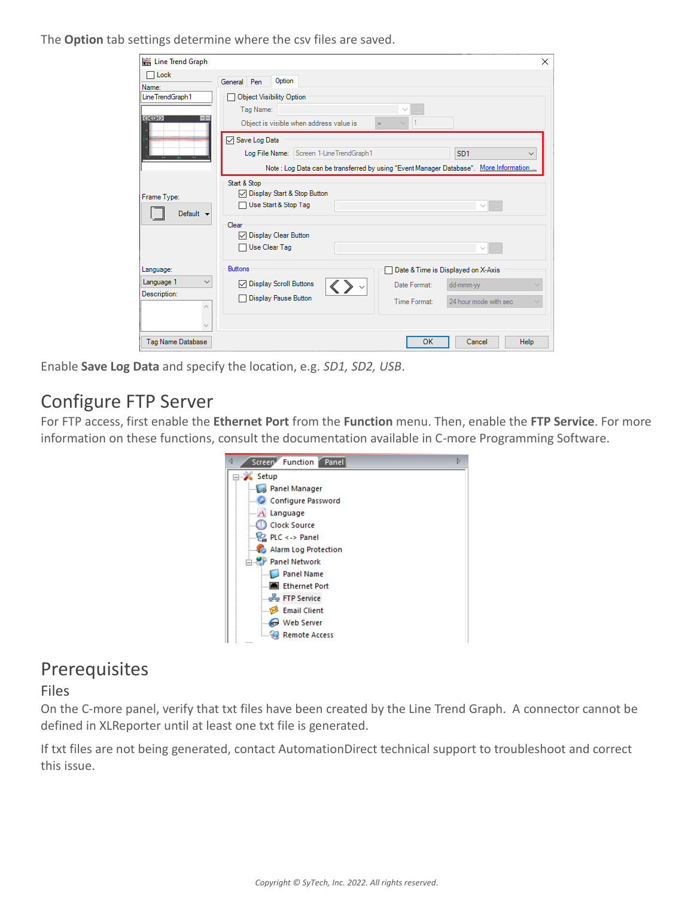The **Option** tab settings determine where the csv files are saved.

Enable **Save Log Data** and specify the location, e.g. *SD1, SD2, USB*.

## Configure FTP Server

For FTP access, first enable the **Ethernet Port** from the **Function** menu. Then, enable the **FTP Service**. For more information on these functions, consult the documentation available in C-more Programming Software.

## Prerequisites

### Files

On the C-more panel, verify that txt files have been created by the Line Trend Graph. A connector cannot be defined in XLReporter until at least one txt file is generated.

If txt files are not being generated, contact AutomationDirect technical support to troubleshoot and correct this issue.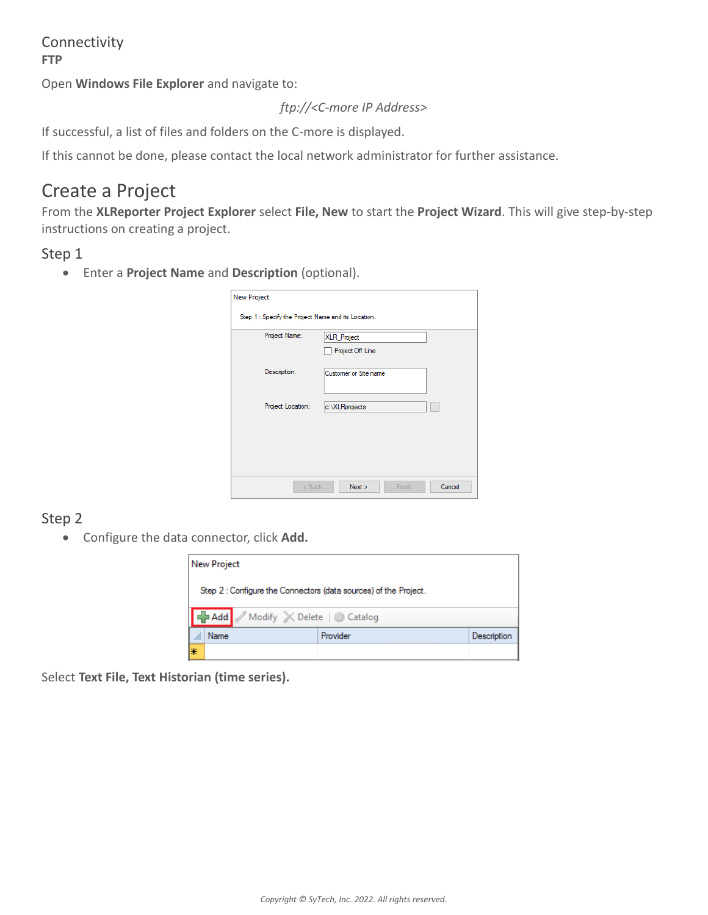## Connectivity

**FTP**

Open **Windows File Explorer** and navigate to:

*ftp://<C-more IP Address>*

If successful, a list of files and folders on the C-more is displayed.

If this cannot be done, please contact the local network administrator for further assistance.

# Create a Project

From the **XLReporter Project Explorer** select **File, New** to start the **Project Wizard**. This will give step-by-step instructions on creating a project.

## Step 1

- Enter a **Project Name** and **Description** (optional).

## Step 2

- Configure the data connector, click **Add.**

Select **Text File, Text Historian (time series).**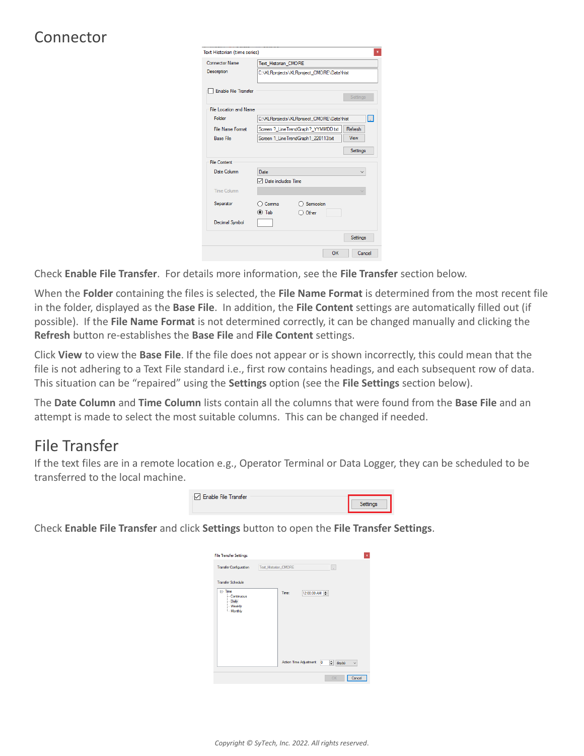# Connector

Check **Enable File Transfer**. For details more information, see the **File Transfer** section below.

When the **Folder** containing the files is selected, the **File Name Format** is determined from the most recent file in the folder, displayed as the **Base File**. In addition, the **File Content** settings are automatically filled out (if possible). If the **File Name Format** is not determined correctly, it can be changed manually and clicking the **Refresh** button re-establishes the **Base File** and **File Content** settings.

Click **View** to view the **Base File**. If the file does not appear or is shown incorrectly, this could mean that the file is not adhering to a Text File standard i.e., first row contains headings, and each subsequent row of data. This situation can be "repaired" using the **Settings** option (see the **File Settings** section below).

The **Date Column** and **Time Column** lists contain all the columns that were found from the **Base File** and an attempt is made to select the most suitable columns. This can be changed if needed.

# File Transfer

If the text files are in a remote location e.g., Operator Terminal or Data Logger, they can be scheduled to be transferred to the local machine.

Check **Enable File Transfer** and click **Settings** button to open the **File Transfer Settings**.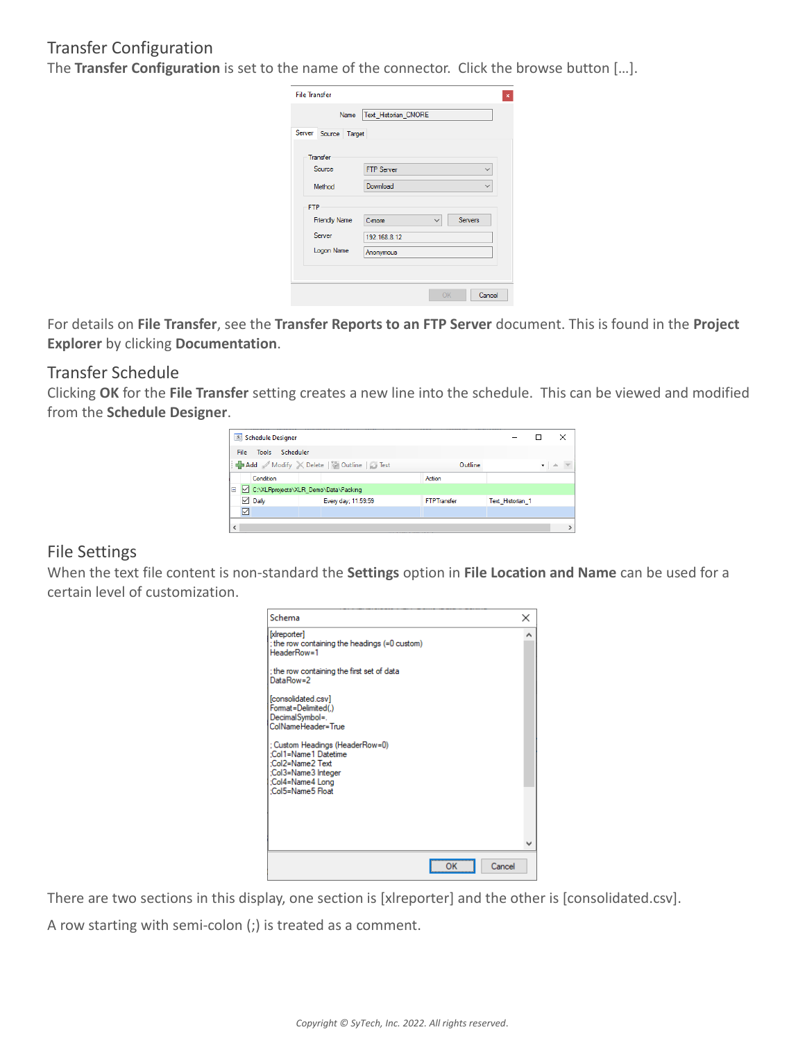## Transfer Configuration

The **Transfer Configuration** is set to the name of the connector. Click the browse button […].

For details on **File Transfer**, see the **Transfer Reports to an FTP Server** document. This is found in the **Project Explorer** by clicking **Documentation**.

## Transfer Schedule

Clicking **OK** for the **File Transfer** setting creates a new line into the schedule. This can be viewed and modified from the **Schedule Designer**.

## File Settings

When the text file content is non-standard the **Settings** option in **File Location and Name** can be used for a certain level of customization.

There are two sections in this display, one section is [xlreporter] and the other is [consolidated.csv].

A row starting with semi-colon (;) is treated as a comment.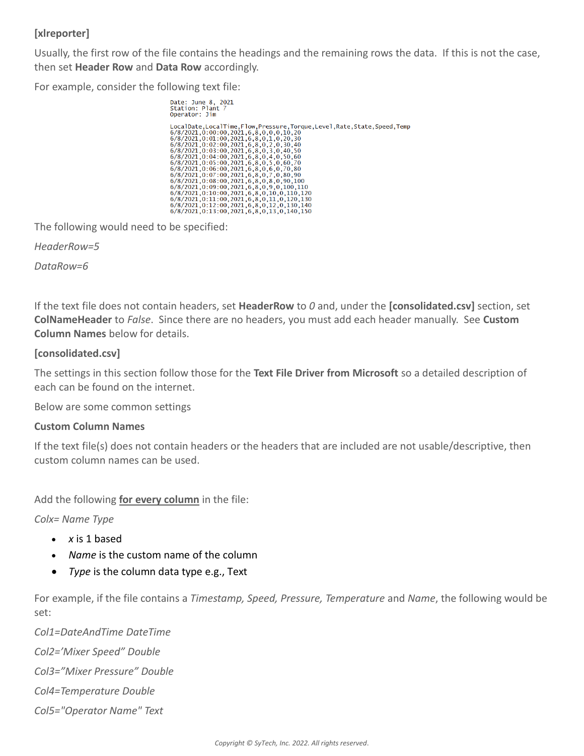**[xlreporter]**

Usually, the first row of the file contains the headings and the remaining rows the data. If this is not the case, then set **Header Row** and **Data Row** accordingly.

For example, consider the following text file:

```
Date: June 8, 2021
Station: Plant 7
Operator: Jim

LocalDate,LocalTime,Flow,Pressure,Torque,Level,Rate,State,Speed,Temp
6/8/2021,0:00:00,2021,6,8,0,0,0,10,20
6/8/2021,0:01:00,2021,6,8,0,1,0,20,30
6/8/2021,0:02:00,2021,6,8,0,2,0,30,40
6/8/2021,0:03:00,2021,6,8,0,3,0,40,50
6/8/2021,0:04:00,2021,6,8,0,4,0,50,60
6/8/2021,0:05:00,2021,6,8,0,5,0,60,70
6/8/2021,0:06:00,2021,6,8,0,6,0,70,80
6/8/2021,0:07:00,2021,6,8,0,7,0,80,90
6/8/2021,0:08:00,2021,6,8,0,8,0,90,100
6/8/2021,0:09:00,2021,6,8,0,9,0,100,110
6/8/2021,0:10:00,2021,6,8,0,10,0,110,120
6/8/2021,0:11:00,2021,6,8,0,11,0,120,130
6/8/2021,0:12:00,2021,6,8,0,12,0,130,140
6/8/2021,0:13:00,2021,6,8,0,13,0,140,150
```

The following would need to be specified:

*HeaderRow=5*

*DataRow=6*

If the text file does not contain headers, set **HeaderRow** to *0* and, under the **[consolidated.csv]** section, set **ColNameHeader** to *False*. Since there are no headers, you must add each header manually. See **Custom Column Names** below for details.

**[consolidated.csv]**

The settings in this section follow those for the **Text File Driver from Microsoft** so a detailed description of each can be found on the internet.

Below are some common settings

**Custom Column Names**

If the text file(s) does not contain headers or the headers that are included are not usable/descriptive, then custom column names can be used.

Add the following **for every column** in the file:

*Colx= Name Type*

- *x* is 1 based
- *Name* is the custom name of the column
- *Type* is the column data type e.g., Text

For example, if the file contains a *Timestamp, Speed, Pressure, Temperature* and *Name*, the following would be set:

*Col1=DateAndTime DateTime*

*Col2='Mixer Speed" Double*

*Col3="Mixer Pressure" Double*

*Col4=Temperature Double*

*Col5="Operator Name" Text*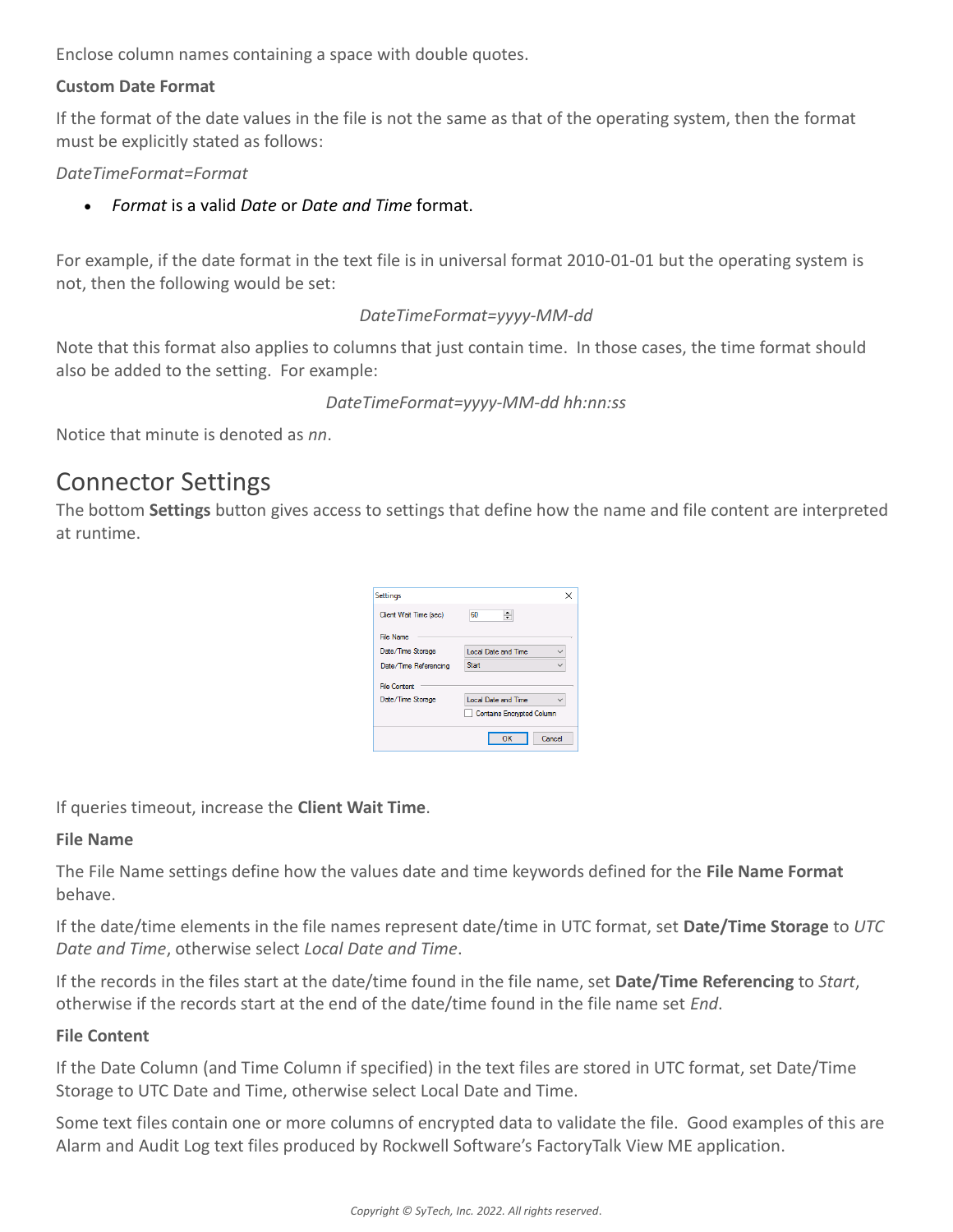Enclose column names containing a space with double quotes.

**Custom Date Format**

If the format of the date values in the file is not the same as that of the operating system, then the format must be explicitly stated as follows:

*DateTimeFormat=Format*

- *Format* is a valid *Date* or *Date and Time* format.

For example, if the date format in the text file is in universal format 2010-01-01 but the operating system is not, then the following would be set:

*DateTimeFormat=yyyy-MM-dd*

Note that this format also applies to columns that just contain time. In those cases, the time format should also be added to the setting. For example:

*DateTimeFormat=yyyy-MM-dd hh:nn:ss*

Notice that minute is denoted as *nn*.

# Connector Settings

The bottom **Settings** button gives access to settings that define how the name and file content are interpreted at runtime.

If queries timeout, increase the **Client Wait Time**.

**File Name**

The File Name settings define how the values date and time keywords defined for the **File Name Format** behave.

If the date/time elements in the file names represent date/time in UTC format, set **Date/Time Storage** to *UTC Date and Time*, otherwise select *Local Date and Time*.

If the records in the files start at the date/time found in the file name, set **Date/Time Referencing** to *Start*, otherwise if the records start at the end of the date/time found in the file name set *End*.

**File Content**

If the Date Column (and Time Column if specified) in the text files are stored in UTC format, set Date/Time Storage to UTC Date and Time, otherwise select Local Date and Time.

Some text files contain one or more columns of encrypted data to validate the file. Good examples of this are Alarm and Audit Log text files produced by Rockwell Software's FactoryTalk View ME application.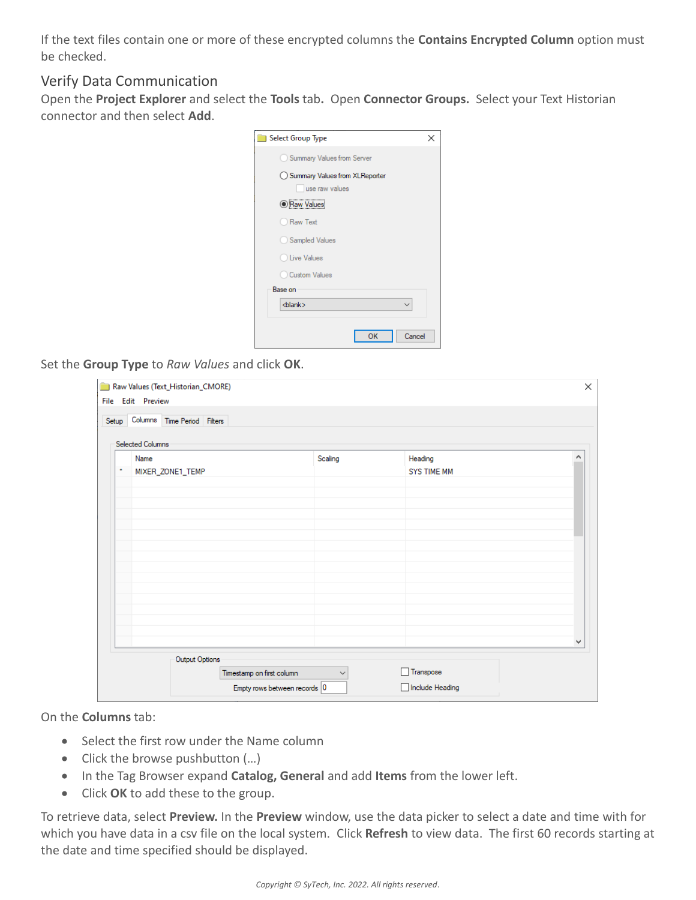If the text files contain one or more of these encrypted columns the **Contains Encrypted Column** option must be checked.

## Verify Data Communication

Open the **Project Explorer** and select the **Tools** tab. Open **Connector Groups.** Select your Text Historian connector and then select **Add**.

Set the **Group Type** to *Raw Values* and click **OK**.

On the **Columns** tab:

- Select the first row under the Name column
- Click the browse pushbutton (…)
- In the Tag Browser expand **Catalog, General** and add **Items** from the lower left.
- Click **OK** to add these to the group.

To retrieve data, select **Preview.** In the **Preview** window, use the data picker to select a date and time with for which you have data in a csv file on the local system. Click **Refresh** to view data. The first 60 records starting at the date and time specified should be displayed.

*Copyright © SyTech, Inc. 2022. All rights reserved.*